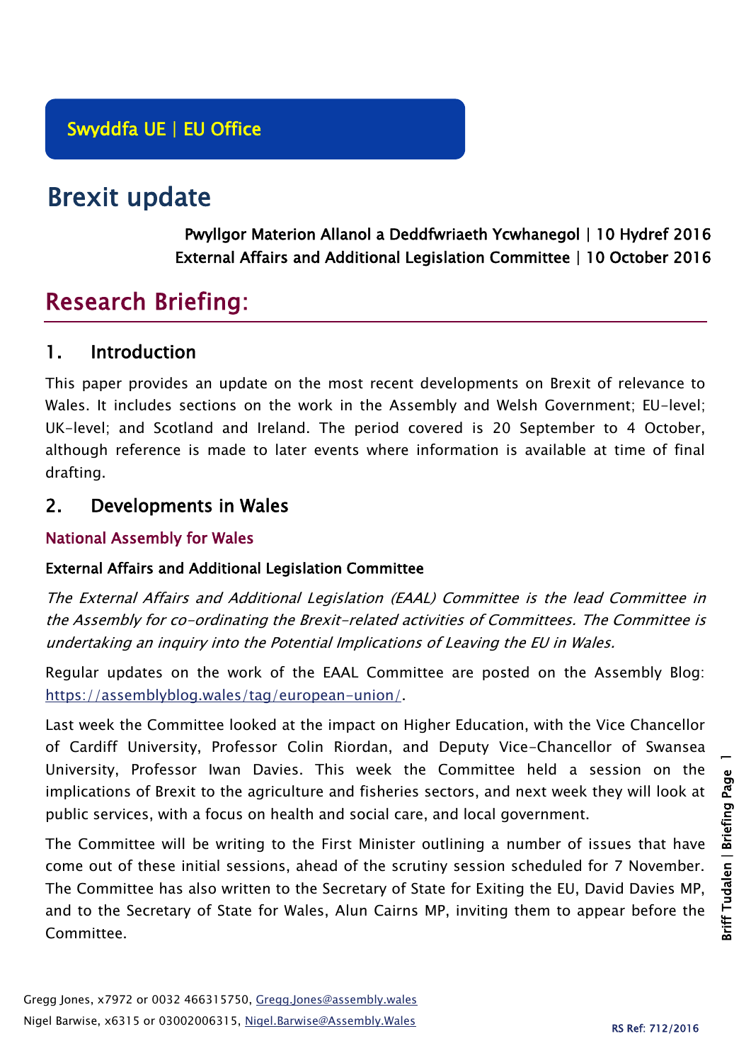Swyddfa UE | EU Office

# Brexit update

**Pwyllgor Materion Allanol a Deddfwriaeth Ycwhanegol | 10 Hydref 2016**
**External Affairs and Additional Legislation Committee | 10 October 2016**

# Research Briefing:

## 1. Introduction

This paper provides an update on the most recent developments on Brexit of relevance to Wales. It includes sections on the work in the Assembly and Welsh Government; EU-level; UK-level; and Scotland and Ireland. The period covered is 20 September to 4 October, although reference is made to later events where information is available at time of final drafting.

## 2. Developments in Wales

### National Assembly for Wales

#### External Affairs and Additional Legislation Committee

*The External Affairs and Additional Legislation (EAAL) Committee is the lead Committee in the Assembly for co-ordinating the Brexit-related activities of Committees. The Committee is undertaking an inquiry into the Potential Implications of Leaving the EU in Wales.*

Regular updates on the work of the EAAL Committee are posted on the Assembly Blog: https://assemblyblog.wales/tag/european-union/.

Last week the Committee looked at the impact on Higher Education, with the Vice Chancellor of Cardiff University, Professor Colin Riordan, and Deputy Vice-Chancellor of Swansea University, Professor Iwan Davies. This week the Committee held a session on the implications of Brexit to the agriculture and fisheries sectors, and next week they will look at public services, with a focus on health and social care, and local government.

The Committee will be writing to the First Minister outlining a number of issues that have come out of these initial sessions, ahead of the scrutiny session scheduled for 7 November. The Committee has also written to the Secretary of State for Exiting the EU, David Davies MP, and to the Secretary of State for Wales, Alun Cairns MP, inviting them to appear before the Committee.

Gregg Jones, x7972 or 0032 466315750, Gregg.Jones@assembly.wales
Nigel Barwise, x6315 or 03002006315, Nigel.Barwise@Assembly.Wales

RS Ref: 712/2016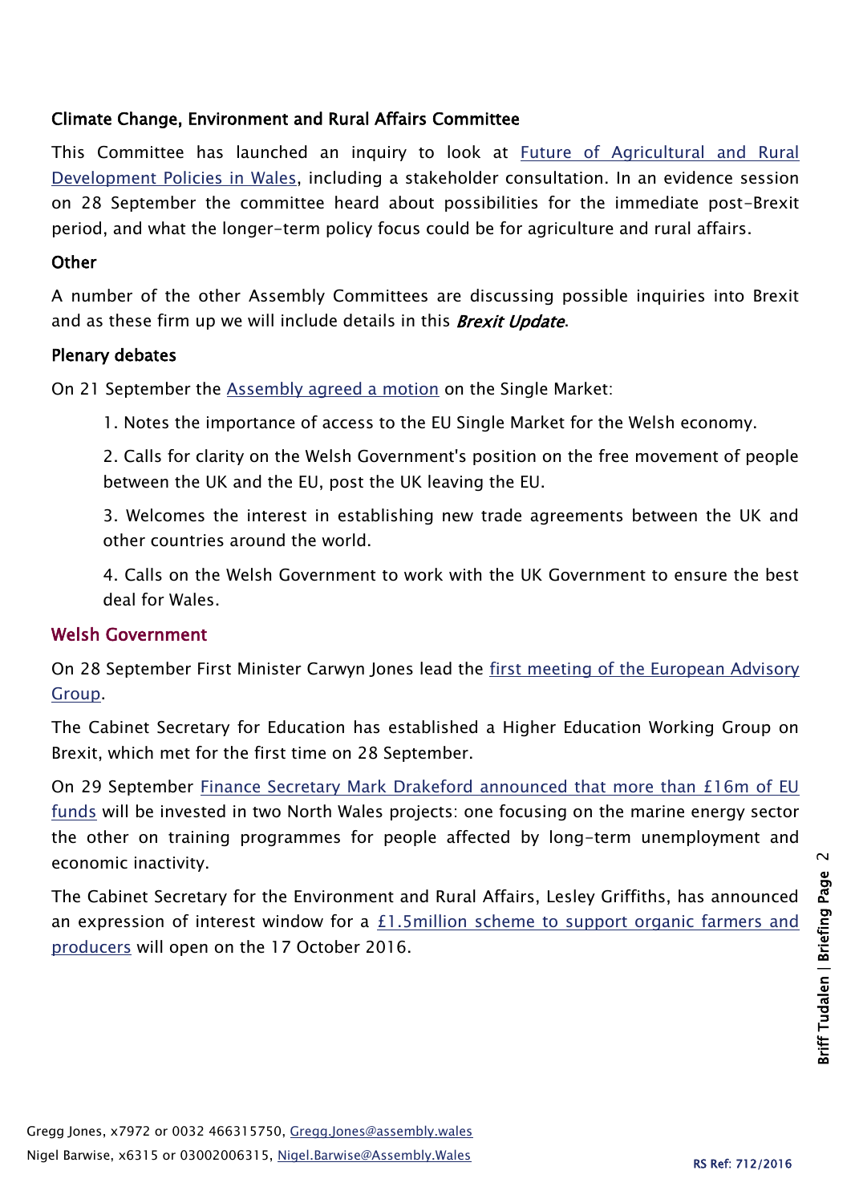### Climate Change, Environment and Rural Affairs Committee

This Committee has launched an inquiry to look at Future of Agricultural and Rural Development Policies in Wales, including a stakeholder consultation. In an evidence session on 28 September the committee heard about possibilities for the immediate post-Brexit period, and what the longer-term policy focus could be for agriculture and rural affairs.

### Other

A number of the other Assembly Committees are discussing possible inquiries into Brexit and as these firm up we will include details in this ***Brexit Update***.

### Plenary debates

On 21 September the Assembly agreed a motion on the Single Market:

> 1. Notes the importance of access to the EU Single Market for the Welsh economy.
>
> 2. Calls for clarity on the Welsh Government's position on the free movement of people between the UK and the EU, post the UK leaving the EU.
>
> 3. Welcomes the interest in establishing new trade agreements between the UK and other countries around the world.
>
> 4. Calls on the Welsh Government to work with the UK Government to ensure the best deal for Wales.

## Welsh Government

On 28 September First Minister Carwyn Jones lead the first meeting of the European Advisory Group.

The Cabinet Secretary for Education has established a Higher Education Working Group on Brexit, which met for the first time on 28 September.

On 29 September Finance Secretary Mark Drakeford announced that more than £16m of EU funds will be invested in two North Wales projects: one focusing on the marine energy sector the other on training programmes for people affected by long-term unemployment and economic inactivity.

The Cabinet Secretary for the Environment and Rural Affairs, Lesley Griffiths, has announced an expression of interest window for a £1.5million scheme to support organic farmers and producers will open on the 17 October 2016.

Gregg Jones, x7972 or 0032 466315750, Gregg.Jones@assembly.wales
Nigel Barwise, x6315 or 03002006315, Nigel.Barwise@Assembly.Wales

RS Ref: 712/2016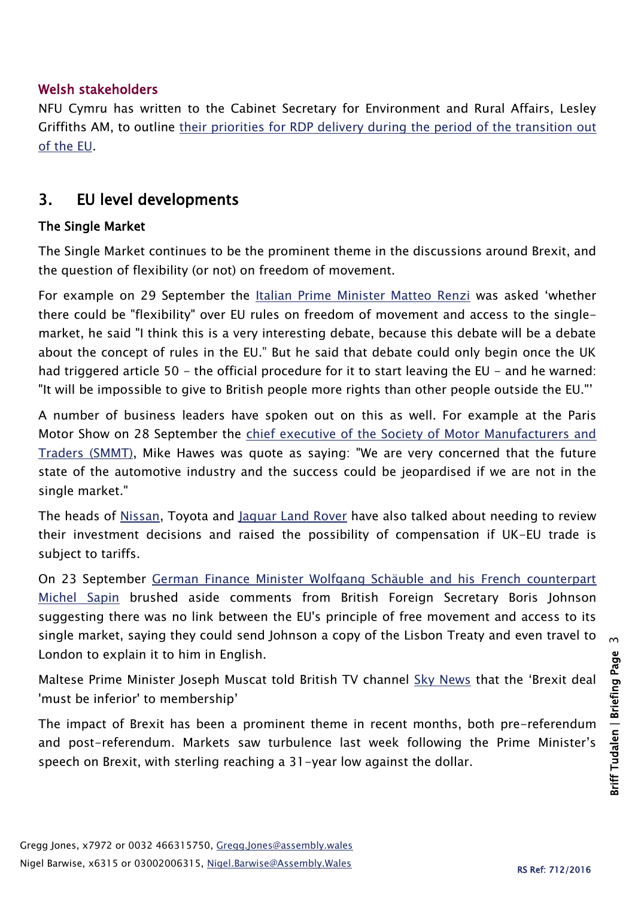### Welsh stakeholders

NFU Cymru has written to the Cabinet Secretary for Environment and Rural Affairs, Lesley Griffiths AM, to outline [their priorities for RDP delivery during the period of the transition out of the EU](#).

## 3. EU level developments

### The Single Market

The Single Market continues to be the prominent theme in the discussions around Brexit, and the question of flexibility (or not) on freedom of movement.

For example on 29 September the [Italian Prime Minister Matteo Renzi](#) was asked 'whether there could be "flexibility" over EU rules on freedom of movement and access to the single-market, he said "I think this is a very interesting debate, because this debate will be a debate about the concept of rules in the EU." But he said that debate could only begin once the UK had triggered article 50 - the official procedure for it to start leaving the EU - and he warned: "It will be impossible to give to British people more rights than other people outside the EU."'

A number of business leaders have spoken out on this as well. For example at the Paris Motor Show on 28 September the [chief executive of the Society of Motor Manufacturers and Traders (SMMT)](#), Mike Hawes was quote as saying: "We are very concerned that the future state of the automotive industry and the success could be jeopardised if we are not in the single market."

The heads of [Nissan](#), Toyota and [Jaguar Land Rover](#) have also talked about needing to review their investment decisions and raised the possibility of compensation if UK-EU trade is subject to tariffs.

On 23 September [German Finance Minister Wolfgang Schäuble and his French counterpart Michel Sapin](#) brushed aside comments from British Foreign Secretary Boris Johnson suggesting there was no link between the EU's principle of free movement and access to its single market, saying they could send Johnson a copy of the Lisbon Treaty and even travel to London to explain it to him in English.

Maltese Prime Minister Joseph Muscat told British TV channel [Sky News](#) that the 'Brexit deal 'must be inferior' to membership'

The impact of Brexit has been a prominent theme in recent months, both pre-referendum and post-referendum. Markets saw turbulence last week following the Prime Minister's speech on Brexit, with sterling reaching a 31-year low against the dollar.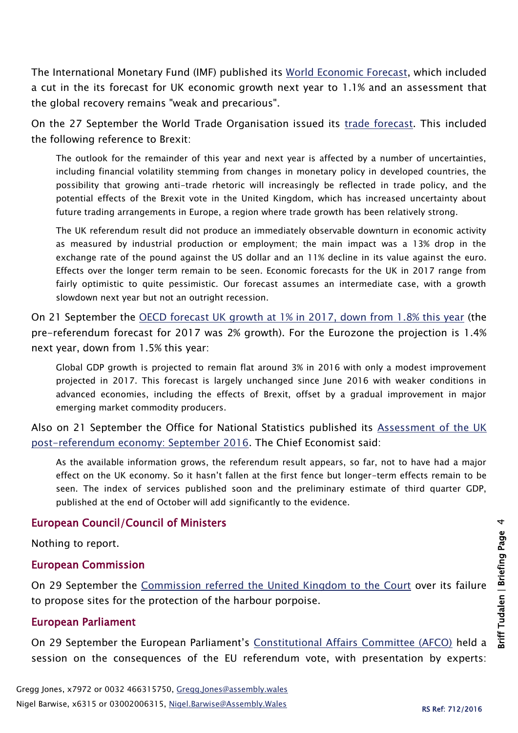The International Monetary Fund (IMF) published its World Economic Forecast, which included a cut in the its forecast for UK economic growth next year to 1.1% and an assessment that the global recovery remains "weak and precarious".

On the 27 September the World Trade Organisation issued its trade forecast. This included the following reference to Brexit:

> The outlook for the remainder of this year and next year is affected by a number of uncertainties, including financial volatility stemming from changes in monetary policy in developed countries, the possibility that growing anti-trade rhetoric will increasingly be reflected in trade policy, and the potential effects of the Brexit vote in the United Kingdom, which has increased uncertainty about future trading arrangements in Europe, a region where trade growth has been relatively strong.
>
> The UK referendum result did not produce an immediately observable downturn in economic activity as measured by industrial production or employment; the main impact was a 13% drop in the exchange rate of the pound against the US dollar and an 11% decline in its value against the euro. Effects over the longer term remain to be seen. Economic forecasts for the UK in 2017 range from fairly optimistic to quite pessimistic. Our forecast assumes an intermediate case, with a growth slowdown next year but not an outright recession.

On 21 September the OECD forecast UK growth at 1% in 2017, down from 1.8% this year (the pre-referendum forecast for 2017 was 2% growth). For the Eurozone the projection is 1.4% next year, down from 1.5% this year:

> Global GDP growth is projected to remain flat around 3% in 2016 with only a modest improvement projected in 2017. This forecast is largely unchanged since June 2016 with weaker conditions in advanced economies, including the effects of Brexit, offset by a gradual improvement in major emerging market commodity producers.

Also on 21 September the Office for National Statistics published its Assessment of the UK post-referendum economy: September 2016. The Chief Economist said:

> As the available information grows, the referendum result appears, so far, not to have had a major effect on the UK economy. So it hasn't fallen at the first fence but longer-term effects remain to be seen. The index of services published soon and the preliminary estimate of third quarter GDP, published at the end of October will add significantly to the evidence.

## European Council/Council of Ministers

Nothing to report.

## European Commission

On 29 September the Commission referred the United Kingdom to the Court over its failure to propose sites for the protection of the harbour porpoise.

## European Parliament

On 29 September the European Parliament's Constitutional Affairs Committee (AFCO) held a session on the consequences of the EU referendum vote, with presentation by experts: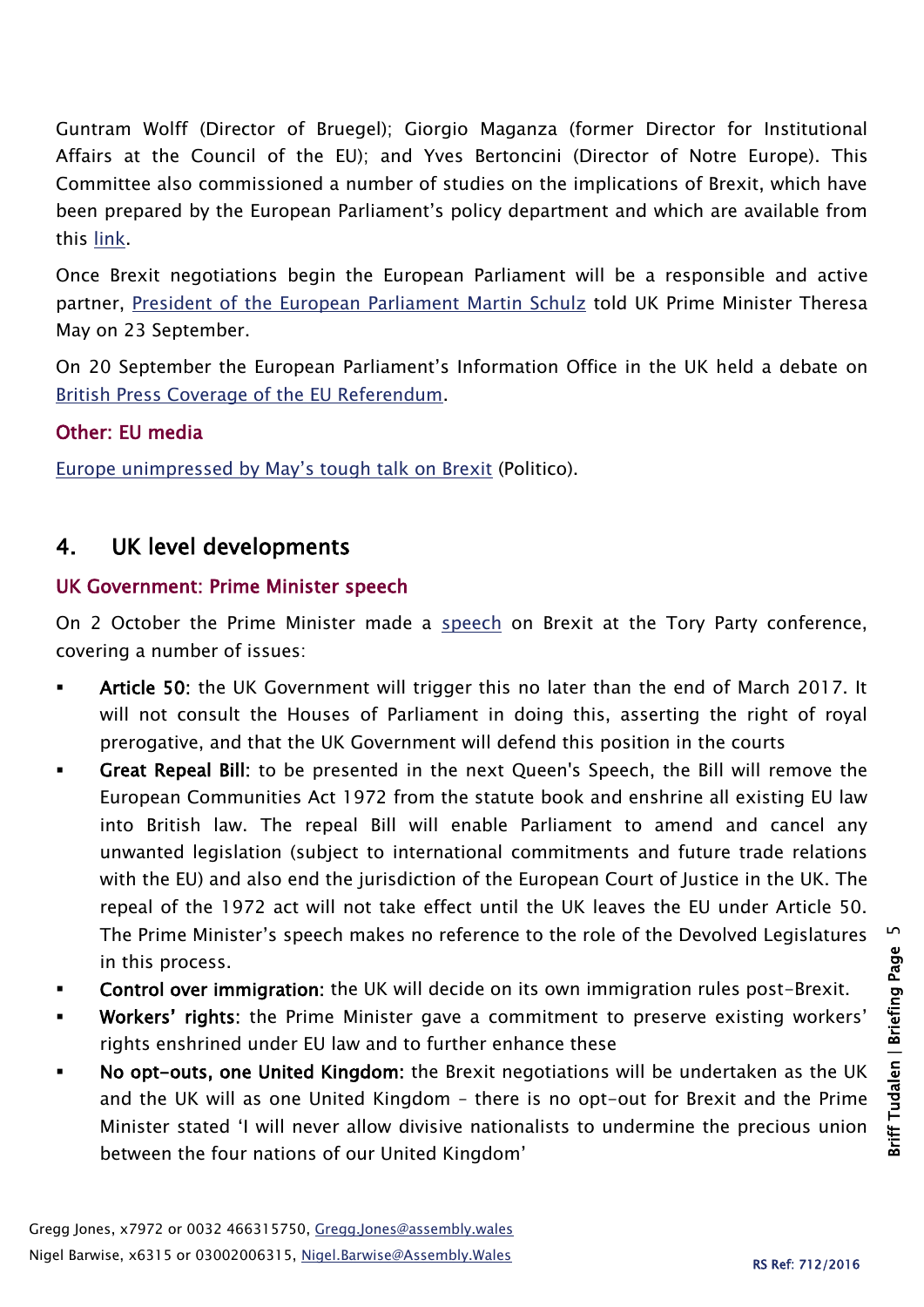Guntram Wolff (Director of Bruegel); Giorgio Maganza (former Director for Institutional Affairs at the Council of the EU); and Yves Bertoncini (Director of Notre Europe). This Committee also commissioned a number of studies on the implications of Brexit, which have been prepared by the European Parliament's policy department and which are available from this link.

Once Brexit negotiations begin the European Parliament will be a responsible and active partner, President of the European Parliament Martin Schulz told UK Prime Minister Theresa May on 23 September.

On 20 September the European Parliament's Information Office in the UK held a debate on British Press Coverage of the EU Referendum.

### Other: EU media

Europe unimpressed by May's tough talk on Brexit (Politico).

## 4. UK level developments

### UK Government: Prime Minister speech

On 2 October the Prime Minister made a speech on Brexit at the Tory Party conference, covering a number of issues:

- **Article 50**: the UK Government will trigger this no later than the end of March 2017. It will not consult the Houses of Parliament in doing this, asserting the right of royal prerogative, and that the UK Government will defend this position in the courts
- **Great Repeal Bill**: to be presented in the next Queen's Speech, the Bill will remove the European Communities Act 1972 from the statute book and enshrine all existing EU law into British law. The repeal Bill will enable Parliament to amend and cancel any unwanted legislation (subject to international commitments and future trade relations with the EU) and also end the jurisdiction of the European Court of Justice in the UK. The repeal of the 1972 act will not take effect until the UK leaves the EU under Article 50. The Prime Minister's speech makes no reference to the role of the Devolved Legislatures in this process.
- **Control over immigration**: the UK will decide on its own immigration rules post-Brexit.
- **Workers' rights**: the Prime Minister gave a commitment to preserve existing workers' rights enshrined under EU law and to further enhance these
- **No opt-outs, one United Kingdom**: the Brexit negotiations will be undertaken as the UK and the UK will as one United Kingdom – there is no opt-out for Brexit and the Prime Minister stated 'I will never allow divisive nationalists to undermine the precious union between the four nations of our United Kingdom'

Gregg Jones, x7972 or 0032 466315750, Gregg.Jones@assembly.wales
Nigel Barwise, x6315 or 03002006315, Nigel.Barwise@Assembly.Wales

RS Ref: 712/2016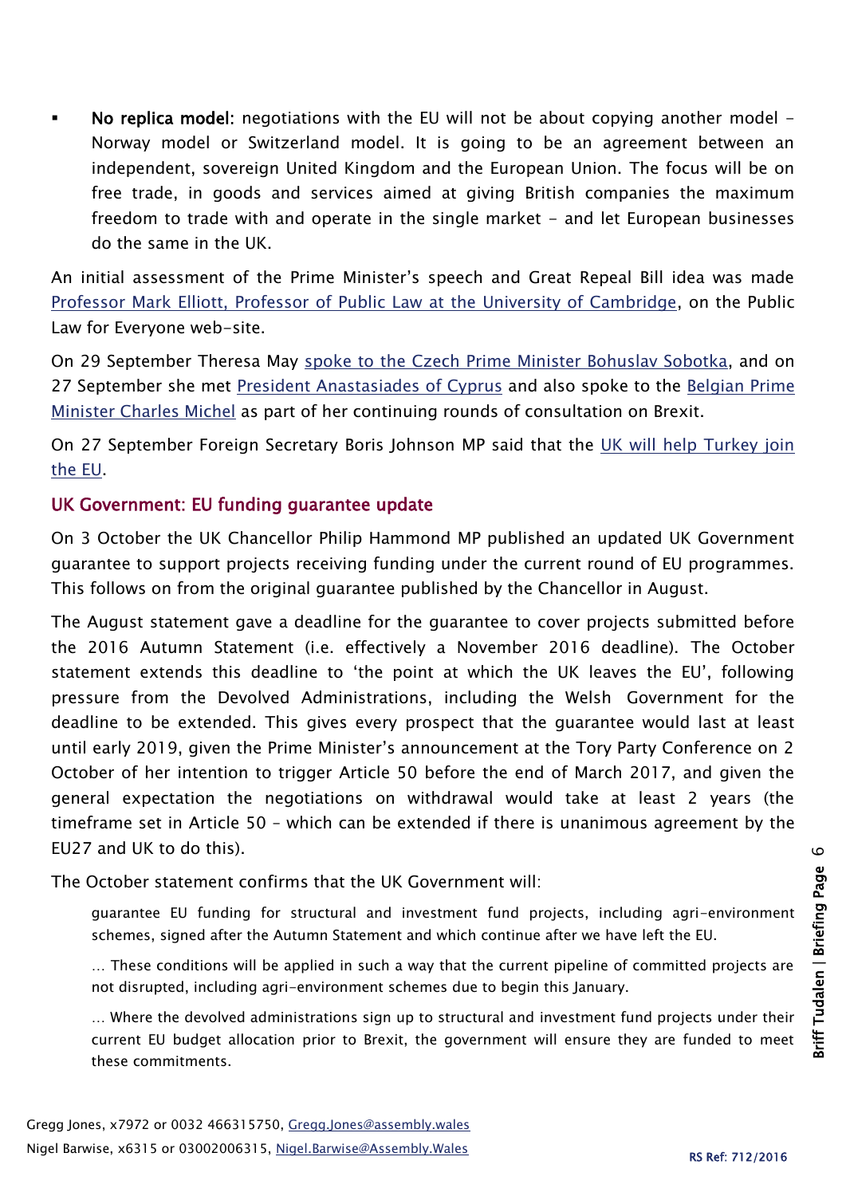- **No replica model:** negotiations with the EU will not be about copying another model – Norway model or Switzerland model. It is going to be an agreement between an independent, sovereign United Kingdom and the European Union. The focus will be on free trade, in goods and services aimed at giving British companies the maximum freedom to trade with and operate in the single market – and let European businesses do the same in the UK.

An initial assessment of the Prime Minister's speech and Great Repeal Bill idea was made Professor Mark Elliott, Professor of Public Law at the University of Cambridge, on the Public Law for Everyone web-site.

On 29 September Theresa May spoke to the Czech Prime Minister Bohuslav Sobotka, and on 27 September she met President Anastasiades of Cyprus and also spoke to the Belgian Prime Minister Charles Michel as part of her continuing rounds of consultation on Brexit.

On 27 September Foreign Secretary Boris Johnson MP said that the UK will help Turkey join the EU.

## UK Government: EU funding guarantee update

On 3 October the UK Chancellor Philip Hammond MP published an updated UK Government guarantee to support projects receiving funding under the current round of EU programmes. This follows on from the original guarantee published by the Chancellor in August.

The August statement gave a deadline for the guarantee to cover projects submitted before the 2016 Autumn Statement (i.e. effectively a November 2016 deadline). The October statement extends this deadline to 'the point at which the UK leaves the EU', following pressure from the Devolved Administrations, including the Welsh Government for the deadline to be extended. This gives every prospect that the guarantee would last at least until early 2019, given the Prime Minister's announcement at the Tory Party Conference on 2 October of her intention to trigger Article 50 before the end of March 2017, and given the general expectation the negotiations on withdrawal would take at least 2 years (the timeframe set in Article 50 – which can be extended if there is unanimous agreement by the EU27 and UK to do this).

The October statement confirms that the UK Government will:

> guarantee EU funding for structural and investment fund projects, including agri-environment schemes, signed after the Autumn Statement and which continue after we have left the EU.
>
> … These conditions will be applied in such a way that the current pipeline of committed projects are not disrupted, including agri-environment schemes due to begin this January.
>
> … Where the devolved administrations sign up to structural and investment fund projects under their current EU budget allocation prior to Brexit, the government will ensure they are funded to meet these commitments.

Gregg Jones, x7972 or 0032 466315750, Gregg.Jones@assembly.wales
Nigel Barwise, x6315 or 03002006315, Nigel.Barwise@Assembly.Wales

RS Ref: 712/2016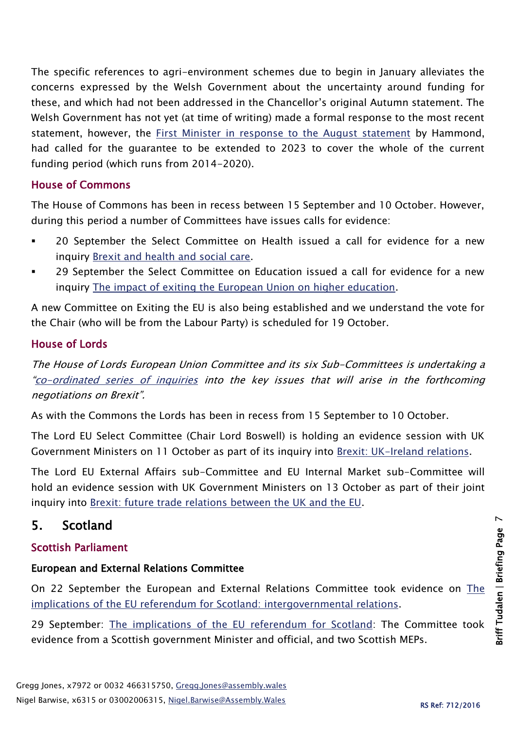The specific references to agri-environment schemes due to begin in January alleviates the concerns expressed by the Welsh Government about the uncertainty around funding for these, and which had not been addressed in the Chancellor's original Autumn statement. The Welsh Government has not yet (at time of writing) made a formal response to the most recent statement, however, the [First Minister in response to the August statement]() by Hammond, had called for the guarantee to be extended to 2023 to cover the whole of the current funding period (which runs from 2014-2020).

### House of Commons

The House of Commons has been in recess between 15 September and 10 October. However, during this period a number of Committees have issues calls for evidence:

- 20 September the Select Committee on Health issued a call for evidence for a new inquiry [Brexit and health and social care]().
- 29 September the Select Committee on Education issued a call for evidence for a new inquiry [The impact of exiting the European Union on higher education]().

A new Committee on Exiting the EU is also being established and we understand the vote for the Chair (who will be from the Labour Party) is scheduled for 19 October.

### House of Lords

*The House of Lords European Union Committee and its six Sub-Committees is undertaking a "[co-ordinated series of inquiries]() into the key issues that will arise in the forthcoming negotiations on Brexit".*

As with the Commons the Lords has been in recess from 15 September to 10 October.

The Lord EU Select Committee (Chair Lord Boswell) is holding an evidence session with UK Government Ministers on 11 October as part of its inquiry into [Brexit: UK-Ireland relations]().

The Lord EU External Affairs sub-Committee and EU Internal Market sub-Committee will hold an evidence session with UK Government Ministers on 13 October as part of their joint inquiry into [Brexit: future trade relations between the UK and the EU]().

## 5. Scotland

### Scottish Parliament

#### European and External Relations Committee

On 22 September the European and External Relations Committee took evidence on [The implications of the EU referendum for Scotland: intergovernmental relations]().

29 September: [The implications of the EU referendum for Scotland](): The Committee took evidence from a Scottish government Minister and official, and two Scottish MEPs.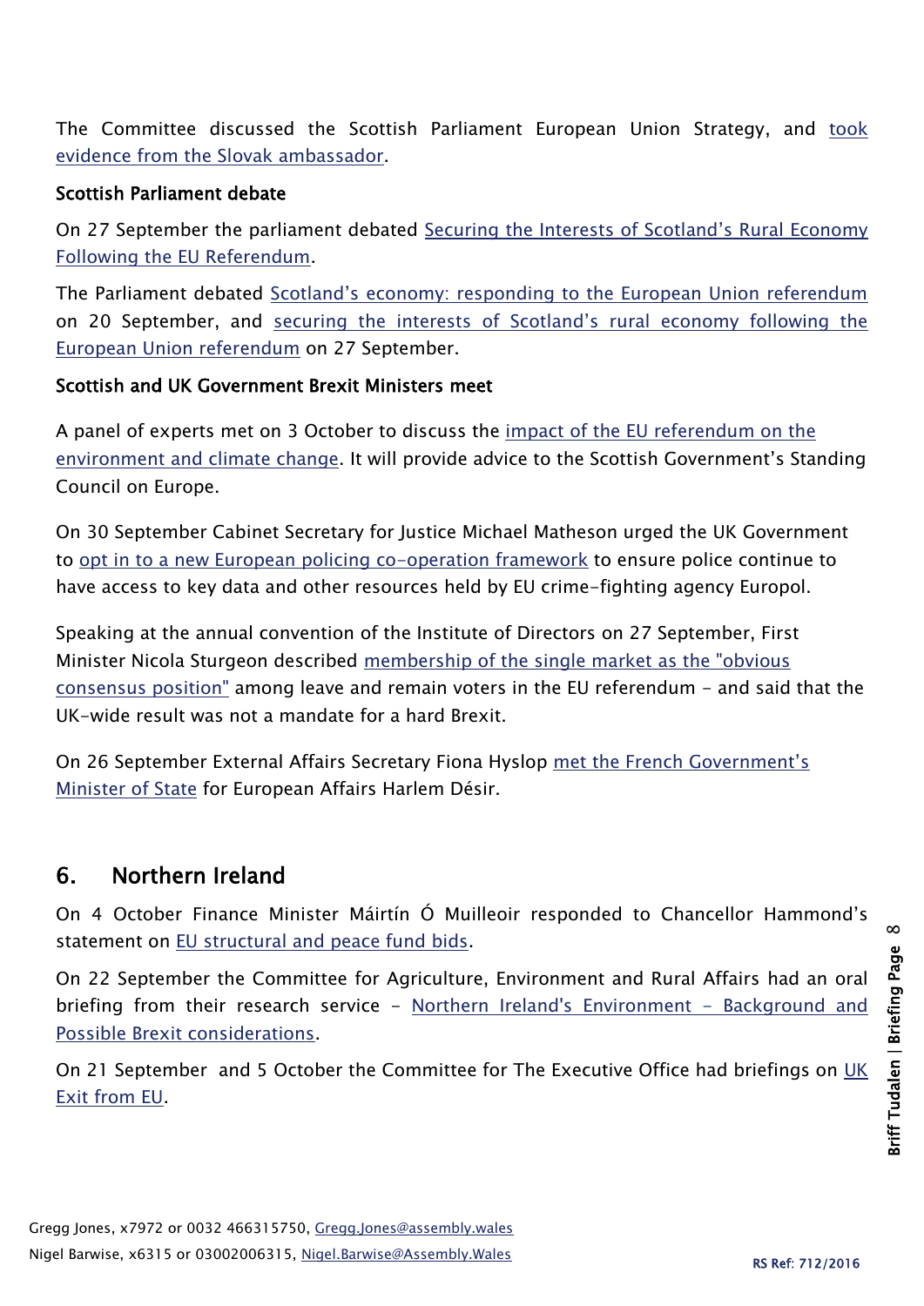The Committee discussed the Scottish Parliament European Union Strategy, and took evidence from the Slovak ambassador.

**Scottish Parliament debate**

On 27 September the parliament debated Securing the Interests of Scotland's Rural Economy Following the EU Referendum.

The Parliament debated Scotland's economy: responding to the European Union referendum on 20 September, and securing the interests of Scotland's rural economy following the European Union referendum on 27 September.

**Scottish and UK Government Brexit Ministers meet**

A panel of experts met on 3 October to discuss the impact of the EU referendum on the environment and climate change. It will provide advice to the Scottish Government's Standing Council on Europe.

On 30 September Cabinet Secretary for Justice Michael Matheson urged the UK Government to opt in to a new European policing co-operation framework to ensure police continue to have access to key data and other resources held by EU crime-fighting agency Europol.

Speaking at the annual convention of the Institute of Directors on 27 September, First Minister Nicola Sturgeon described membership of the single market as the "obvious consensus position" among leave and remain voters in the EU referendum - and said that the UK-wide result was not a mandate for a hard Brexit.

On 26 September External Affairs Secretary Fiona Hyslop met the French Government's Minister of State for European Affairs Harlem Désir.

## 6. Northern Ireland

On 4 October Finance Minister Máirtín Ó Muilleoir responded to Chancellor Hammond's statement on EU structural and peace fund bids.

On 22 September the Committee for Agriculture, Environment and Rural Affairs had an oral briefing from their research service - Northern Ireland's Environment - Background and Possible Brexit considerations.

On 21 September and 5 October the Committee for The Executive Office had briefings on UK Exit from EU.

Gregg Jones, x7972 or 0032 466315750, Gregg.Jones@assembly.wales
Nigel Barwise, x6315 or 03002006315, Nigel.Barwise@Assembly.Wales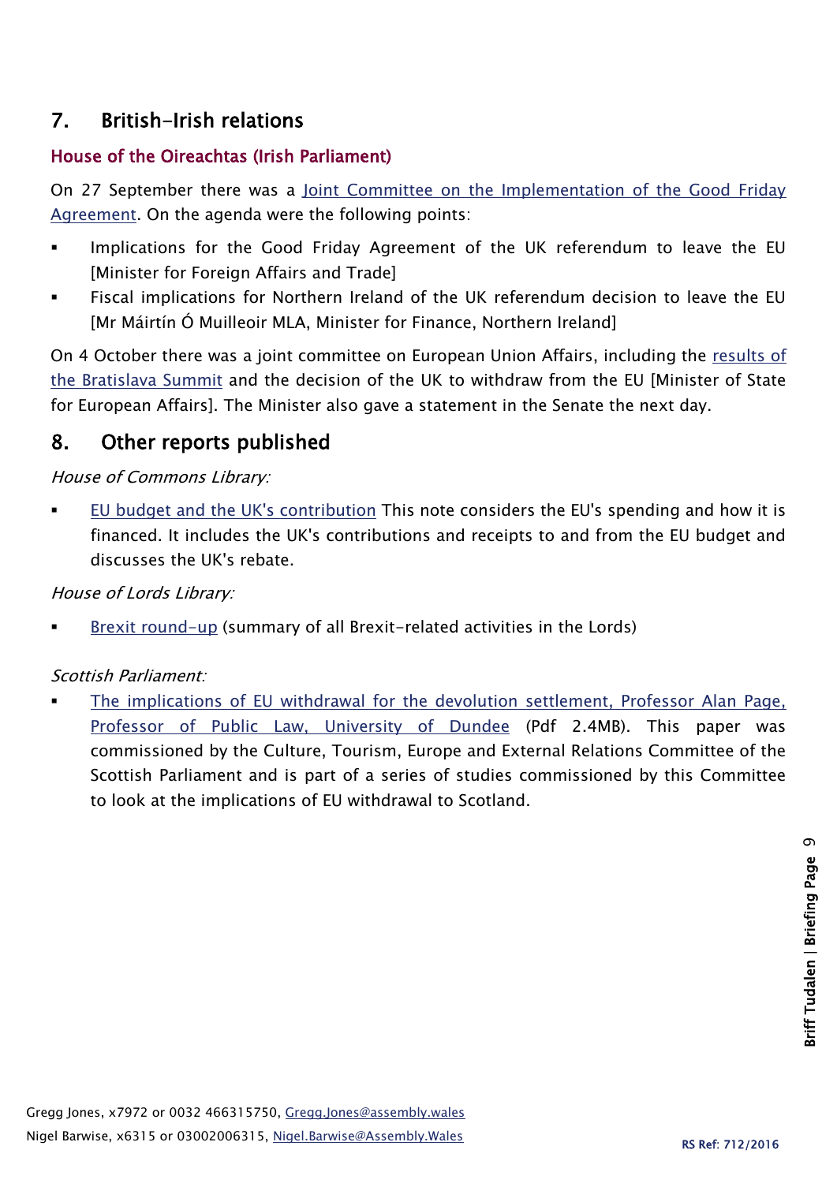## 7. British-Irish relations

### House of the Oireachtas (Irish Parliament)

On 27 September there was a Joint Committee on the Implementation of the Good Friday Agreement. On the agenda were the following points:

- Implications for the Good Friday Agreement of the UK referendum to leave the EU [Minister for Foreign Affairs and Trade]
- Fiscal implications for Northern Ireland of the UK referendum decision to leave the EU [Mr Máirtín Ó Muilleoir MLA, Minister for Finance, Northern Ireland]

On 4 October there was a joint committee on European Union Affairs, including the results of the Bratislava Summit and the decision of the UK to withdraw from the EU [Minister of State for European Affairs]. The Minister also gave a statement in the Senate the next day.

## 8. Other reports published

*House of Commons Library:*

- EU budget and the UK's contribution This note considers the EU's spending and how it is financed. It includes the UK's contributions and receipts to and from the EU budget and discusses the UK's rebate.

*House of Lords Library:*

- Brexit round-up (summary of all Brexit-related activities in the Lords)

*Scottish Parliament:*

- The implications of EU withdrawal for the devolution settlement, Professor Alan Page, Professor of Public Law, University of Dundee (Pdf 2.4MB). This paper was commissioned by the Culture, Tourism, Europe and External Relations Committee of the Scottish Parliament and is part of a series of studies commissioned by this Committee to look at the implications of EU withdrawal to Scotland.

Gregg Jones, x7972 or 0032 466315750, Gregg.Jones@assembly.wales
Nigel Barwise, x6315 or 03002006315, Nigel.Barwise@Assembly.Wales

RS Ref: 712/2016